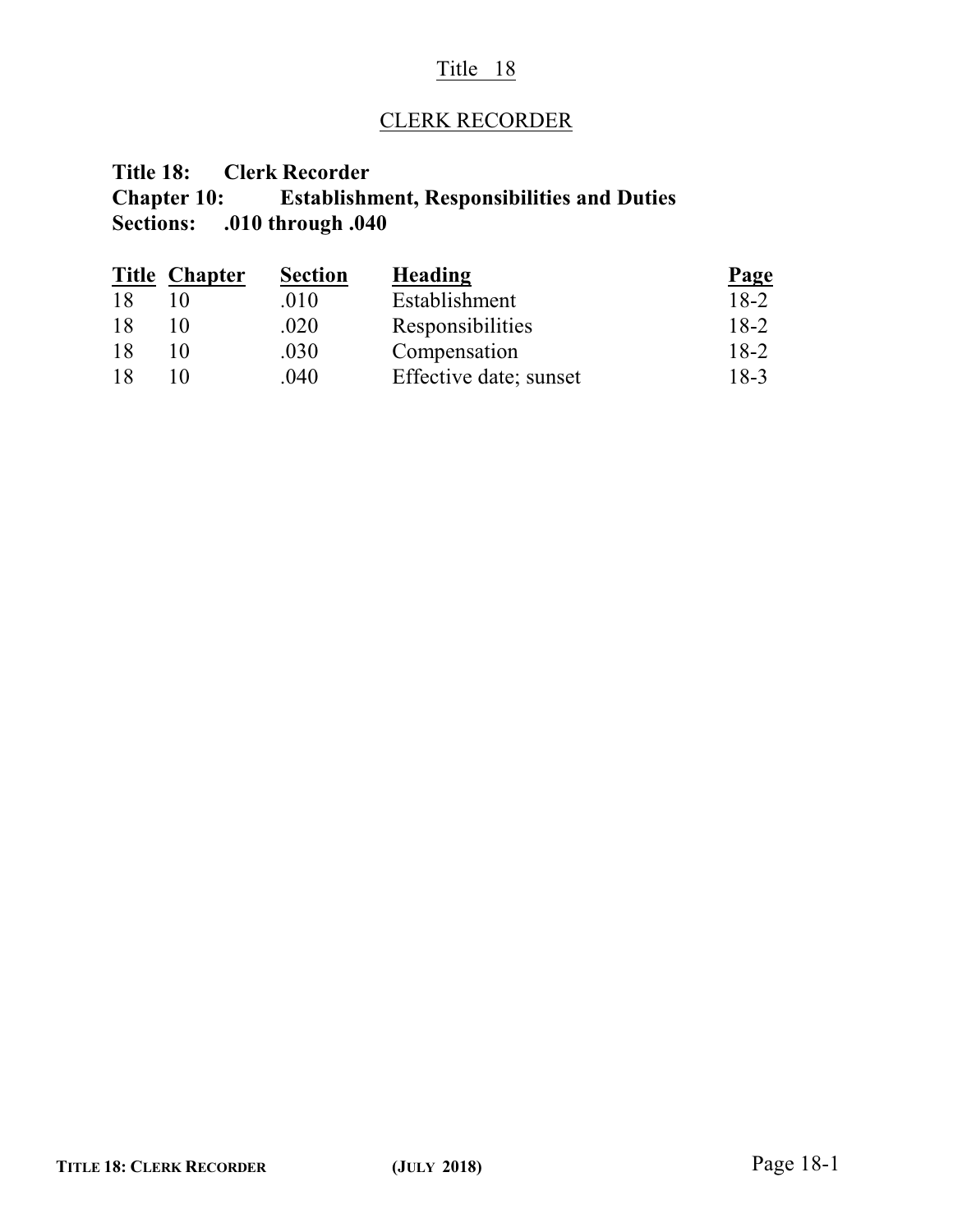# Title 18

## CLERK RECORDER

**Title 18: Clerk Recorder**
**Chapter 10: Establishment, Responsibilities and Duties**
**Sections: .010 through .040**

| Title | Chapter | Section | Heading | Page |
|---|---|---|---|---|
| 18 | 10 | .010 | Establishment | 18-2 |
| 18 | 10 | .020 | Responsibilities | 18-2 |
| 18 | 10 | .030 | Compensation | 18-2 |
| 18 | 10 | .040 | Effective date; sunset | 18-3 |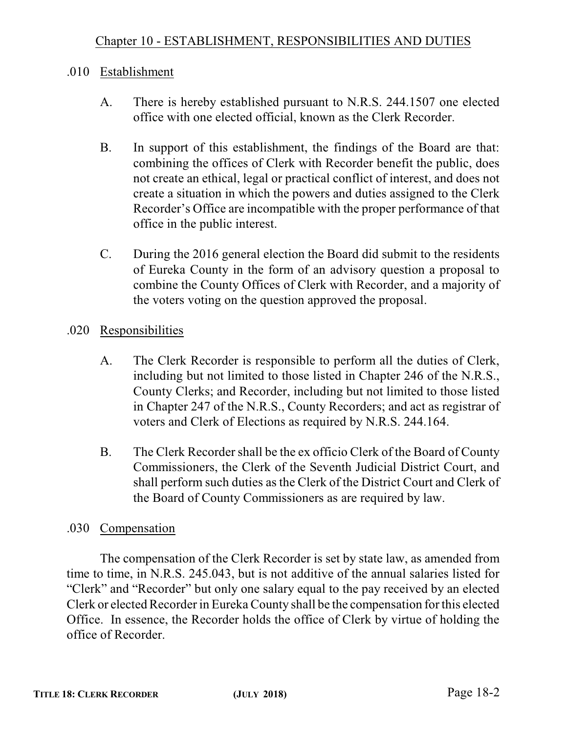## Chapter 10 - ESTABLISHMENT, RESPONSIBILITIES AND DUTIES

### .010 Establishment

A. There is hereby established pursuant to N.R.S. 244.1507 one elected office with one elected official, known as the Clerk Recorder.

B. In support of this establishment, the findings of the Board are that: combining the offices of Clerk with Recorder benefit the public, does not create an ethical, legal or practical conflict of interest, and does not create a situation in which the powers and duties assigned to the Clerk Recorder's Office are incompatible with the proper performance of that office in the public interest.

C. During the 2016 general election the Board did submit to the residents of Eureka County in the form of an advisory question a proposal to combine the County Offices of Clerk with Recorder, and a majority of the voters voting on the question approved the proposal.

### .020 Responsibilities

A. The Clerk Recorder is responsible to perform all the duties of Clerk, including but not limited to those listed in Chapter 246 of the N.R.S., County Clerks; and Recorder, including but not limited to those listed in Chapter 247 of the N.R.S., County Recorders; and act as registrar of voters and Clerk of Elections as required by N.R.S. 244.164.

B. The Clerk Recorder shall be the ex officio Clerk of the Board of County Commissioners, the Clerk of the Seventh Judicial District Court, and shall perform such duties as the Clerk of the District Court and Clerk of the Board of County Commissioners as are required by law.

### .030 Compensation

The compensation of the Clerk Recorder is set by state law, as amended from time to time, in N.R.S. 245.043, but is not additive of the annual salaries listed for "Clerk" and "Recorder" but only one salary equal to the pay received by an elected Clerk or elected Recorder in Eureka County shall be the compensation for this elected Office. In essence, the Recorder holds the office of Clerk by virtue of holding the office of Recorder.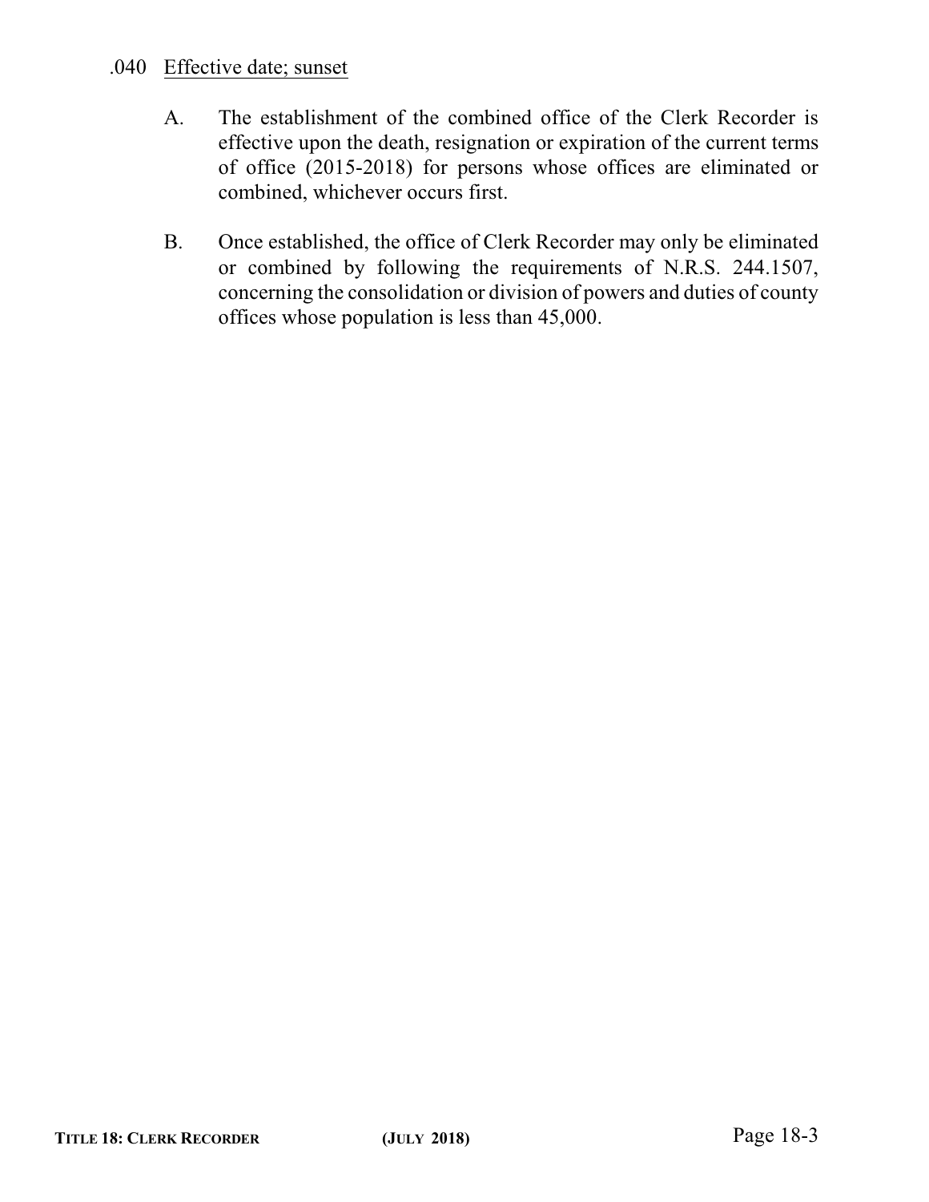.040 Effective date; sunset

A. The establishment of the combined office of the Clerk Recorder is effective upon the death, resignation or expiration of the current terms of office (2015-2018) for persons whose offices are eliminated or combined, whichever occurs first.

B. Once established, the office of Clerk Recorder may only be eliminated or combined by following the requirements of N.R.S. 244.1507, concerning the consolidation or division of powers and duties of county offices whose population is less than 45,000.